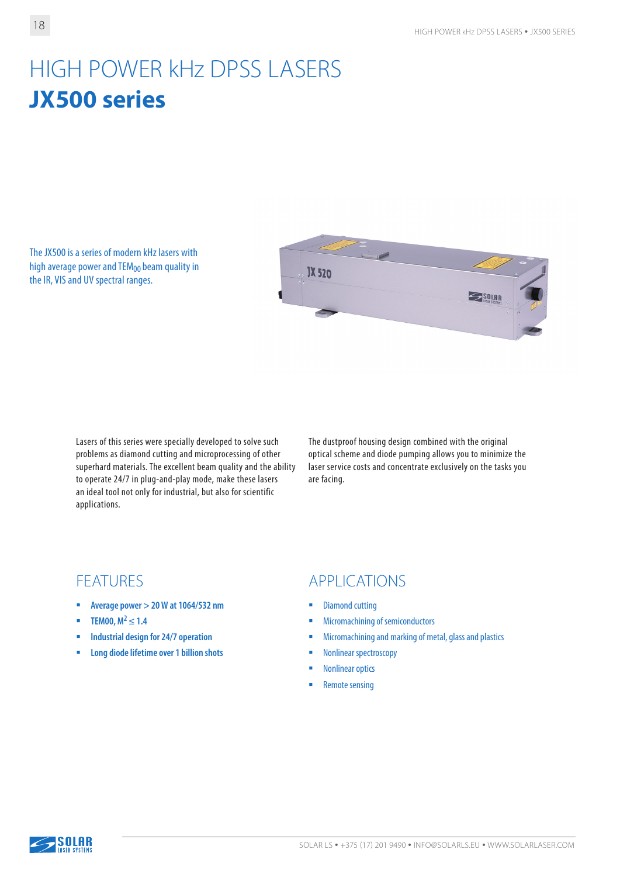# HIGH POWER kHz DPSS LASERS
# **JX500 series**

The JX500 is a series of modern kHz lasers with high average power and $TEM_{00}$ beam quality in the IR, VIS and UV spectral ranges.

Lasers of this series were specially developed to solve such problems as diamond cutting and microprocessing of other superhard materials. The excellent beam quality and the ability to operate 24/7 in plug-and-play mode, make these lasers an ideal tool not only for industrial, but also for scientific applications.

The dustproof housing design combined with the original optical scheme and diode pumping allows you to minimize the laser service costs and concentrate exclusively on the tasks you are facing.

## FEATURES

- **Average power > 20 W at 1064/532 nm**
- **TEM00, $M^2 \leq 1.4$**
- **Industrial design for 24/7 operation**
- **Long diode lifetime over 1 billion shots**

## APPLICATIONS

- Diamond cutting
- Micromachining of semiconductors
- Micromachining and marking of metal, glass and plastics
- Nonlinear spectroscopy
- Nonlinear optics
- Remote sensing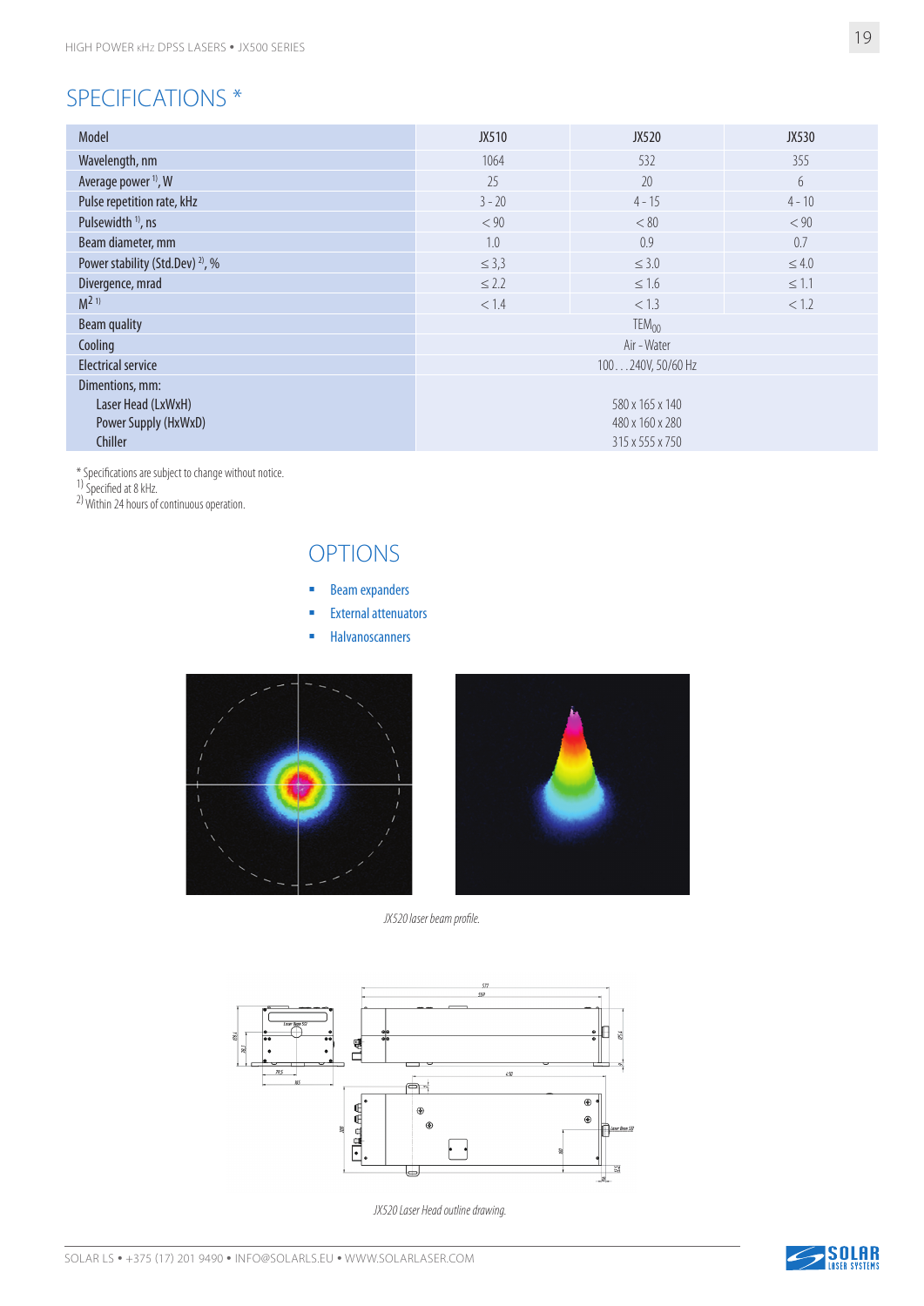# SPECIFICATIONS *

| Model | JX510 | JX520 | JX530 |
|---|---|---|---|
| Wavelength, nm | 1064 | 532 | 355 |
| Average power [1], W | 25 | 20 | 6 |
| Pulse repetition rate, kHz | 3 - 20 | 4 - 15 | 4 - 10 |
| Pulsewidth [1], ns | < 90 | < 80 | < 90 |
| Beam diameter, mm | 1.0 | 0.9 | 0.7 |
| Power stability (Std.Dev) [2], % | ≤ 3,3 | ≤ 3.0 | ≤ 4.0 |
| Divergence, mrad | ≤ 2.2 | ≤ 1.6 | ≤ 1.1 |
| $M^2$ [1] | < 1.4 | < 1.3 | < 1.2 |
| Beam quality | $TEM_{00}$ | | |
| Cooling | Air - Water | | |
| Electrical service | 100…240V, 50/60 Hz | | |
| Dimentions, mm: | | | |
| Laser Head (LxWxH) | 580 x 165 x 140 | | |
| Power Supply (HxWxD) | 480 x 160 x 280 | | |
| Chiller | 315 x 555 x 750 | | |

\* Specifications are subject to change without notice.
[1] Specified at 8 kHz.
[2] Within 24 hours of continuous operation.

# OPTIONS

- Beam expanders
- External attenuators
- Halvanoscanners

*JX520 laser beam profile.*

*JX520 Laser Head outline drawing.*